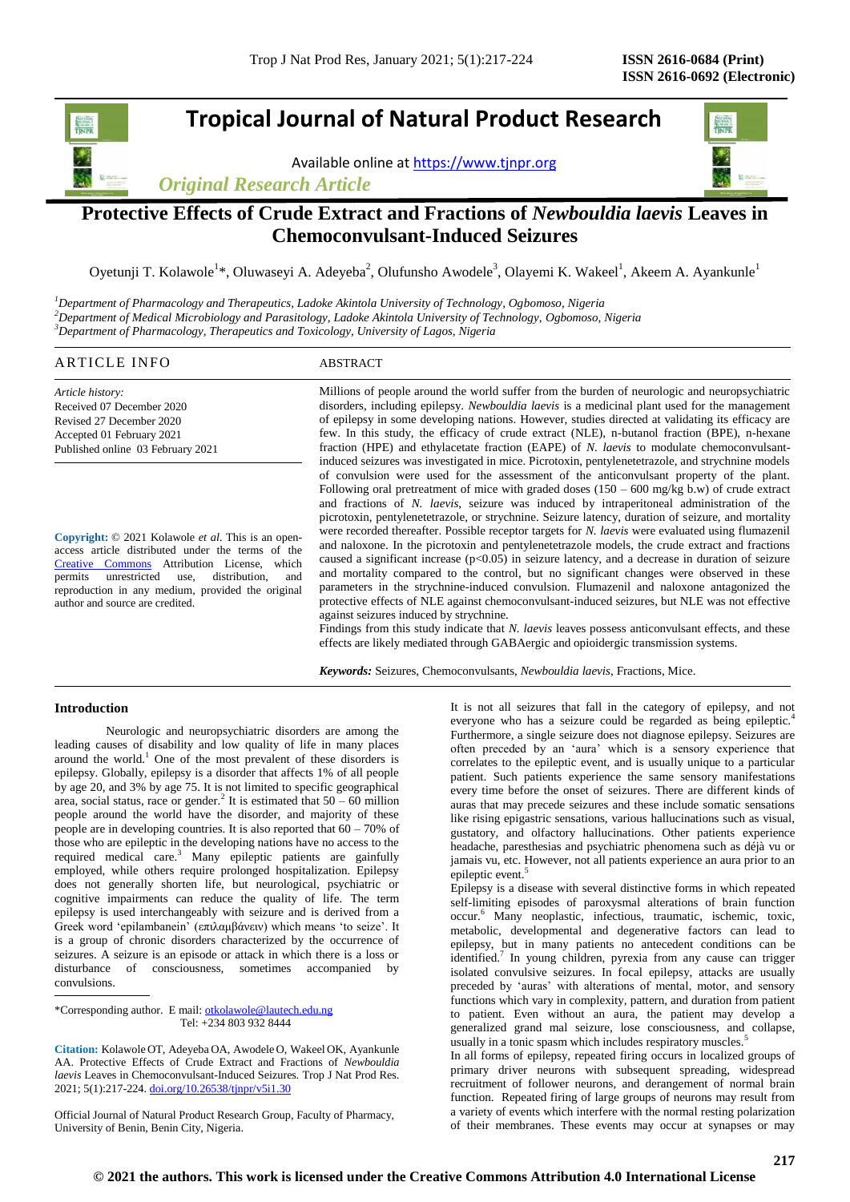# Tropical Journal of Natural Product Research

Available online at https://www.tjnpr.org

*Original Research Article*

## Protective Effects of Crude Extract and Fractions of *Newbouldia laevis* Leaves in Chemoconvulsant-Induced Seizures

Oyetunji T. Kolawole[1]*, Oluwaseyi A. Adeyeba[2], Olufunsho Awodele[3], Olayemi K. Wakeel[1], Akeem A. Ayankunle[1]

[1]*Department of Pharmacology and Therapeutics, Ladoke Akintola University of Technology, Ogbomoso, Nigeria*
[2]*Department of Medical Microbiology and Parasitology, Ladoke Akintola University of Technology, Ogbomoso, Nigeria*
[3]*Department of Pharmacology, Therapeutics and Toxicology, University of Lagos, Nigeria*

### ARTICLE INFO

*Article history:*
Received 07 December 2020
Revised 27 December 2020
Accepted 01 February 2021
Published online 03 February 2021

**Copyright:** © 2021 Kolawole *et al*. This is an open-access article distributed under the terms of the Creative Commons Attribution License, which permits unrestricted use, distribution, and reproduction in any medium, provided the original author and source are credited.

### ABSTRACT

Millions of people around the world suffer from the burden of neurologic and neuropsychiatric disorders, including epilepsy. *Newbouldia laevis* is a medicinal plant used for the management of epilepsy in some developing nations. However, studies directed at validating its efficacy are few. In this study, the efficacy of crude extract (NLE), n-butanol fraction (BPE), n-hexane fraction (HPE) and ethylacetate fraction (EAPE) of *N. laevis* to modulate chemoconvulsant-induced seizures was investigated in mice. Picrotoxin, pentylenetetrazole, and strychnine models of convulsion were used for the assessment of the anticonvulsant property of the plant. Following oral pretreatment of mice with graded doses (150 – 600 mg/kg b.w) of crude extract and fractions of *N. laevis*, seizure was induced by intraperitoneal administration of the picrotoxin, pentylenetetrazole, or strychnine. Seizure latency, duration of seizure, and mortality were recorded thereafter. Possible receptor targets for *N. laevis* were evaluated using flumazenil and naloxone. In the picrotoxin and pentylenetetrazole models, the crude extract and fractions caused a significant increase ($p<0.05$) in seizure latency, and a decrease in duration of seizure and mortality compared to the control, but no significant changes were observed in these parameters in the strychnine-induced convulsion. Flumazenil and naloxone antagonized the protective effects of NLE against chemoconvulsant-induced seizures, but NLE was not effective against seizures induced by strychnine.

Findings from this study indicate that *N. laevis* leaves possess anticonvulsant effects, and these effects are likely mediated through GABAergic and opioidergic transmission systems.

***Keywords:*** Seizures, Chemoconvulsants, *Newbouldia laevis*, Fractions, Mice.

## Introduction

Neurologic and neuropsychiatric disorders are among the leading causes of disability and low quality of life in many places around the world.[1] One of the most prevalent of these disorders is epilepsy. Globally, epilepsy is a disorder that affects 1% of all people by age 20, and 3% by age 75. It is not limited to specific geographical area, social status, race or gender.[2] It is estimated that 50 – 60 million people around the world have the disorder, and majority of these people are in developing countries. It is also reported that 60 – 70% of those who are epileptic in the developing nations have no access to the required medical care.[3] Many epileptic patients are gainfully employed, while others require prolonged hospitalization. Epilepsy does not generally shorten life, but neurological, psychiatric or cognitive impairments can reduce the quality of life. The term epilepsy is used interchangeably with seizure and is derived from a Greek word 'epilambanein' (επιλαμβάνειν) which means 'to seize'. It is a group of chronic disorders characterized by the occurrence of seizures. A seizure is an episode or attack in which there is a loss or disturbance of consciousness, sometimes accompanied by convulsions.

It is not all seizures that fall in the category of epilepsy, and not everyone who has a seizure could be regarded as being epileptic.[4] Furthermore, a single seizure does not diagnose epilepsy. Seizures are often preceded by an 'aura' which is a sensory experience that correlates to the epileptic event, and is usually unique to a particular patient. Such patients experience the same sensory manifestations every time before the onset of seizures. There are different kinds of auras that may precede seizures and these include somatic sensations like rising epigastric sensations, various hallucinations such as visual, gustatory, and olfactory hallucinations. Other patients experience headache, paresthesias and psychiatric phenomena such as déjà vu or jamais vu, etc. However, not all patients experience an aura prior to an epileptic event.[5]

Epilepsy is a disease with several distinctive forms in which repeated self-limiting episodes of paroxysmal alterations of brain function occur.[6] Many neoplastic, infectious, traumatic, ischemic, toxic, metabolic, developmental and degenerative factors can lead to epilepsy, but in many patients no antecedent conditions can be identified.[7] In young children, pyrexia from any cause can trigger isolated convulsive seizures. In focal epilepsy, attacks are usually preceded by 'auras' with alterations of mental, motor, and sensory functions which vary in complexity, pattern, and duration from patient to patient. Even without an aura, the patient may develop a generalized grand mal seizure, lose consciousness, and collapse, usually in a tonic spasm which includes respiratory muscles.[5]

In all forms of epilepsy, repeated firing occurs in localized groups of primary driver neurons with subsequent spreading, widespread recruitment of follower neurons, and derangement of normal brain function. Repeated firing of large groups of neurons may result from a variety of events which interfere with the normal resting polarization of their membranes. These events may occur at synapses or may

*Corresponding author. E mail: otkolawole@lautech.edu.ng
Tel: +234 803 932 8444

**Citation:** Kolawole OT, Adeyeba OA, Awodele O, Wakeel OK, Ayankunle AA. Protective Effects of Crude Extract and Fractions of *Newbouldia laevis* Leaves in Chemoconvulsant-Induced Seizures. Trop J Nat Prod Res. 2021; 5(1):217-224. doi.org/10.26538/tjnpr/v5i1.30

Official Journal of Natural Product Research Group, Faculty of Pharmacy, University of Benin, Benin City, Nigeria.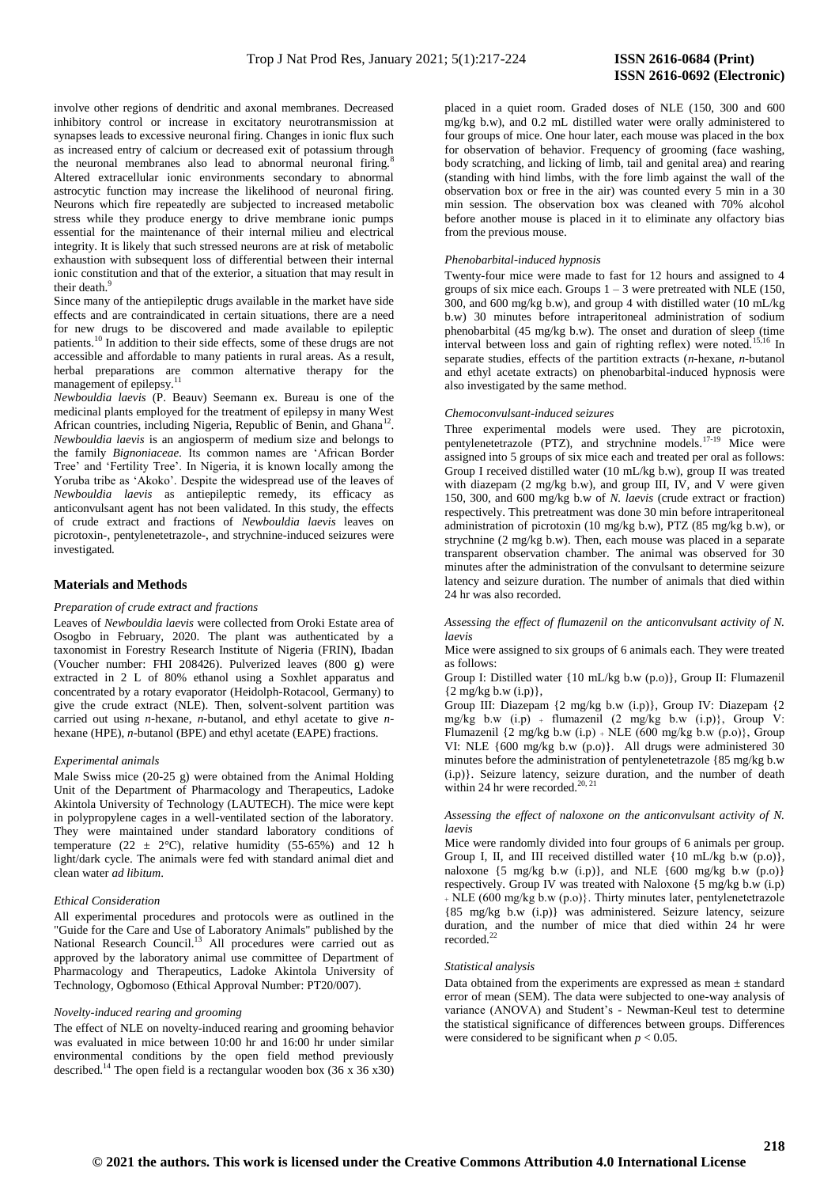involve other regions of dendritic and axonal membranes. Decreased inhibitory control or increase in excitatory neurotransmission at synapses leads to excessive neuronal firing. Changes in ionic flux such as increased entry of calcium or decreased exit of potassium through the neuronal membranes also lead to abnormal neuronal firing.[8] Altered extracellular ionic environments secondary to abnormal astrocytic function may increase the likelihood of neuronal firing. Neurons which fire repeatedly are subjected to increased metabolic stress while they produce energy to drive membrane ionic pumps essential for the maintenance of their internal milieu and electrical integrity. It is likely that such stressed neurons are at risk of metabolic exhaustion with subsequent loss of differential between their internal ionic constitution and that of the exterior, a situation that may result in their death.[9]

Since many of the antiepileptic drugs available in the market have side effects and are contraindicated in certain situations, there are a need for new drugs to be discovered and made available to epileptic patients.[10] In addition to their side effects, some of these drugs are not accessible and affordable to many patients in rural areas. As a result, herbal preparations are common alternative therapy for the management of epilepsy.[11]

*Newbouldia laevis* (P. Beauv) Seemann ex. Bureau is one of the medicinal plants employed for the treatment of epilepsy in many West African countries, including Nigeria, Republic of Benin, and Ghana[12]. *Newbouldia laevis* is an angiosperm of medium size and belongs to the family *Bignoniaceae*. Its common names are 'African Border Tree' and 'Fertility Tree'. In Nigeria, it is known locally among the Yoruba tribe as 'Akoko'. Despite the widespread use of the leaves of *Newbouldia laevis* as antiepileptic remedy, its efficacy as anticonvulsant agent has not been validated. In this study, the effects of crude extract and fractions of *Newbouldia laevis* leaves on picrotoxin-, pentylenetetrazole-, and strychnine-induced seizures were investigated.

## Materials and Methods

### *Preparation of crude extract and fractions*

Leaves of *Newbouldia laevis* were collected from Oroki Estate area of Osogbo in February, 2020. The plant was authenticated by a taxonomist in Forestry Research Institute of Nigeria (FRIN), Ibadan (Voucher number: FHI 208426). Pulverized leaves (800 g) were extracted in 2 L of 80% ethanol using a Soxhlet apparatus and concentrated by a rotary evaporator (Heidolph-Rotacool, Germany) to give the crude extract (NLE). Then, solvent-solvent partition was carried out using *n*-hexane, *n*-butanol, and ethyl acetate to give *n*-hexane (HPE), *n*-butanol (BPE) and ethyl acetate (EAPE) fractions.

### *Experimental animals*

Male Swiss mice (20-25 g) were obtained from the Animal Holding Unit of the Department of Pharmacology and Therapeutics, Ladoke Akintola University of Technology (LAUTECH). The mice were kept in polypropylene cages in a well-ventilated section of the laboratory. They were maintained under standard laboratory conditions of temperature ($22 \pm 2$°C), relative humidity (55-65%) and 12 h light/dark cycle. The animals were fed with standard animal diet and clean water *ad libitum*.

### *Ethical Consideration*

All experimental procedures and protocols were as outlined in the "Guide for the Care and Use of Laboratory Animals" published by the National Research Council.[13] All procedures were carried out as approved by the laboratory animal use committee of Department of Pharmacology and Therapeutics, Ladoke Akintola University of Technology, Ogbomoso (Ethical Approval Number: PT20/007).

### *Novelty-induced rearing and grooming*

The effect of NLE on novelty-induced rearing and grooming behavior was evaluated in mice between 10:00 hr and 16:00 hr under similar environmental conditions by the open field method previously described.[14] The open field is a rectangular wooden box (36 x 36 x30) placed in a quiet room. Graded doses of NLE (150, 300 and 600 mg/kg b.w), and 0.2 mL distilled water were orally administered to four groups of mice. One hour later, each mouse was placed in the box for observation of behavior. Frequency of grooming (face washing, body scratching, and licking of limb, tail and genital area) and rearing (standing with hind limbs, with the fore limb against the wall of the observation box or free in the air) was counted every 5 min in a 30 min session. The observation box was cleaned with 70% alcohol before another mouse is placed in it to eliminate any olfactory bias from the previous mouse.

### *Phenobarbital-induced hypnosis*

Twenty-four mice were made to fast for 12 hours and assigned to 4 groups of six mice each. Groups 1 – 3 were pretreated with NLE (150, 300, and 600 mg/kg b.w), and group 4 with distilled water (10 mL/kg b.w) 30 minutes before intraperitoneal administration of sodium phenobarbital (45 mg/kg b.w). The onset and duration of sleep (time interval between loss and gain of righting reflex) were noted.[15,16] In separate studies, effects of the partition extracts (*n*-hexane, *n*-butanol and ethyl acetate extracts) on phenobarbital-induced hypnosis were also investigated by the same method.

### *Chemoconvulsant-induced seizures*

Three experimental models were used. They are picrotoxin, pentylenetetrazole (PTZ), and strychnine models.[17-19] Mice were assigned into 5 groups of six mice each and treated per oral as follows: Group I received distilled water (10 mL/kg b.w), group II was treated with diazepam (2 mg/kg b.w), and group III, IV, and V were given 150, 300, and 600 mg/kg b.w of *N. laevis* (crude extract or fraction) respectively. This pretreatment was done 30 min before intraperitoneal administration of picrotoxin (10 mg/kg b.w), PTZ (85 mg/kg b.w), or strychnine (2 mg/kg b.w). Then, each mouse was placed in a separate transparent observation chamber. The animal was observed for 30 minutes after the administration of the convulsant to determine seizure latency and seizure duration. The number of animals that died within 24 hr was also recorded.

### *Assessing the effect of flumazenil on the anticonvulsant activity of N. laevis*

Mice were assigned to six groups of 6 animals each. They were treated as follows:

Group I: Distilled water {10 mL/kg b.w (p.o)}, Group II: Flumazenil {2 mg/kg b.w (i.p)},

Group III: Diazepam {2 mg/kg b.w (i.p)}, Group IV: Diazepam {2 mg/kg b.w (i.p) + flumazenil (2 mg/kg b.w (i.p)}, Group V: Flumazenil {2 mg/kg b.w (i.p) + NLE (600 mg/kg b.w (p.o)}, Group VI: NLE {600 mg/kg b.w (p.o)}. All drugs were administered 30 minutes before the administration of pentylenetetrazole {85 mg/kg b.w (i.p)}. Seizure latency, seizure duration, and the number of death within 24 hr were recorded.[20, 21]

### *Assessing the effect of naloxone on the anticonvulsant activity of N. laevis*

Mice were randomly divided into four groups of 6 animals per group. Group I, II, and III received distilled water {10 mL/kg b.w (p.o)}, naloxone {5 mg/kg b.w (i.p)}, and NLE {600 mg/kg b.w (p.o)} respectively. Group IV was treated with Naloxone {5 mg/kg b.w (i.p) + NLE (600 mg/kg b.w (p.o)}. Thirty minutes later, pentylenetetrazole {85 mg/kg b.w (i.p)} was administered. Seizure latency, seizure duration, and the number of mice that died within 24 hr were recorded.[22]

### *Statistical analysis*

Data obtained from the experiments are expressed as mean ± standard error of mean (SEM). The data were subjected to one-way analysis of variance (ANOVA) and Student's - Newman-Keul test to determine the statistical significance of differences between groups. Differences were considered to be significant when $p < 0.05$.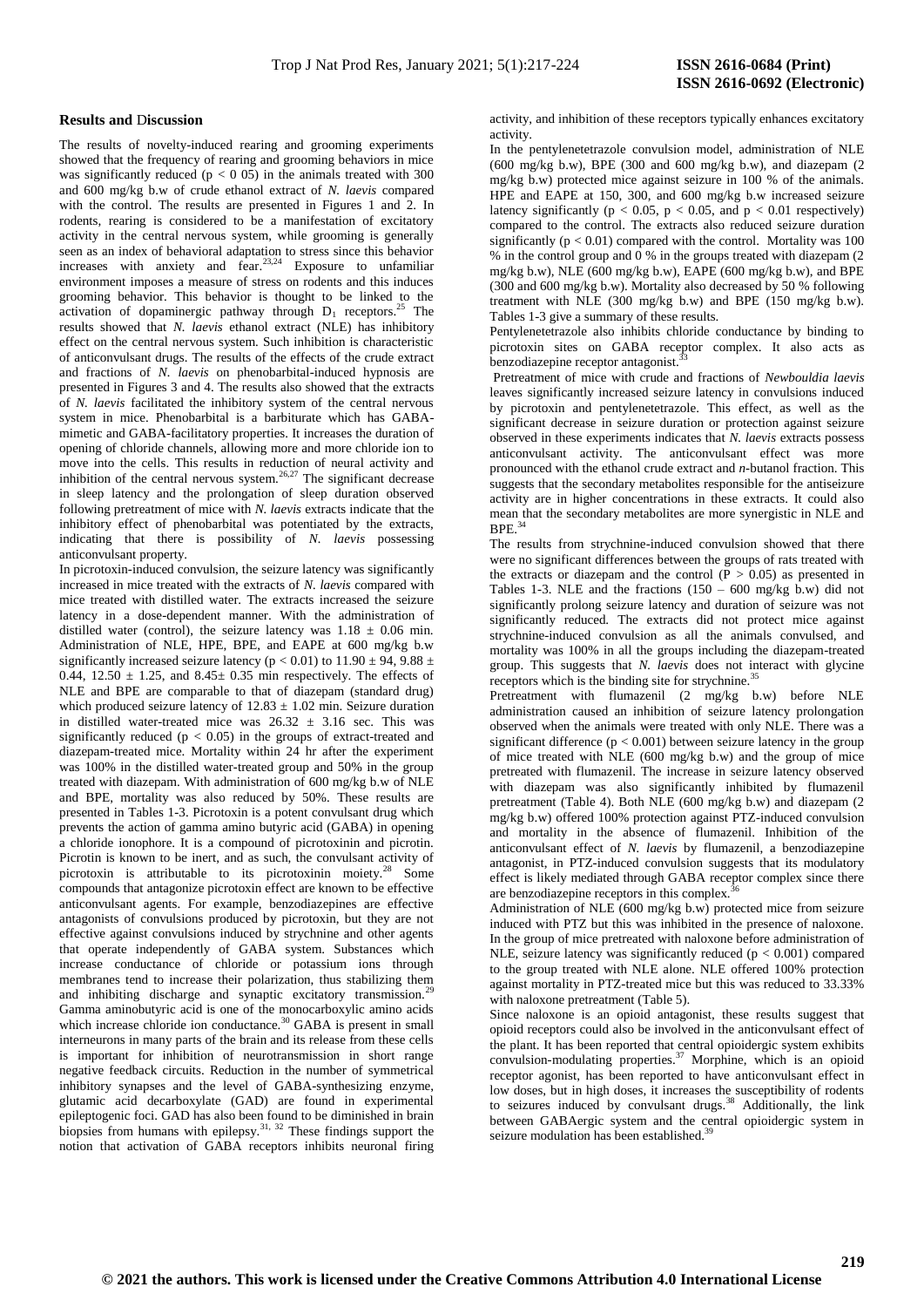## Results and Discussion

The results of novelty-induced rearing and grooming experiments showed that the frequency of rearing and grooming behaviors in mice was significantly reduced ($p < 0.05$) in the animals treated with 300 and 600 mg/kg b.w of crude ethanol extract of *N. laevis* compared with the control. The results are presented in Figures 1 and 2. In rodents, rearing is considered to be a manifestation of excitatory activity in the central nervous system, while grooming is generally seen as an index of behavioral adaptation to stress since this behavior increases with anxiety and fear.[23,24] Exposure to unfamiliar environment imposes a measure of stress on rodents and this induces grooming behavior. This behavior is thought to be linked to the activation of dopaminergic pathway through $D_1$ receptors.[25] The results showed that *N. laevis* ethanol extract (NLE) has inhibitory effect on the central nervous system. Such inhibition is characteristic of anticonvulsant drugs. The results of the effects of the crude extract and fractions of *N. laevis* on phenobarbital-induced hypnosis are presented in Figures 3 and 4. The results also showed that the extracts of *N. laevis* facilitated the inhibitory system of the central nervous system in mice. Phenobarbital is a barbiturate which has GABA-mimetic and GABA-facilitatory properties. It increases the duration of opening of chloride channels, allowing more and more chloride ion to move into the cells. This results in reduction of neural activity and inhibition of the central nervous system.[26,27] The significant decrease in sleep latency and the prolongation of sleep duration observed following pretreatment of mice with *N. laevis* extracts indicate that the inhibitory effect of phenobarbital was potentiated by the extracts, indicating that there is possibility of *N. laevis* possessing anticonvulsant property.

In picrotoxin-induced convulsion, the seizure latency was significantly increased in mice treated with the extracts of *N. laevis* compared with mice treated with distilled water. The extracts increased the seizure latency in a dose-dependent manner. With the administration of distilled water (control), the seizure latency was $1.18 \pm 0.06$ min. Administration of NLE, HPE, BPE, and EAPE at 600 mg/kg b.w significantly increased seizure latency ($p < 0.01$) to $11.90 \pm 94$, $9.88 \pm 0.44$, $12.50 \pm 1.25$, and $8.45 \pm 0.35$ min respectively. The effects of NLE and BPE are comparable to that of diazepam (standard drug) which produced seizure latency of $12.83 \pm 1.02$ min. Seizure duration in distilled water-treated mice was $26.32 \pm 3.16$ sec. This was significantly reduced ($p < 0.05$) in the groups of extract-treated and diazepam-treated mice. Mortality within 24 hr after the experiment was 100% in the distilled water-treated group and 50% in the group treated with diazepam. With administration of 600 mg/kg b.w of NLE and BPE, mortality was also reduced by 50%. These results are presented in Tables 1-3. Picrotoxin is a potent convulsant drug which prevents the action of gamma amino butyric acid (GABA) in opening a chloride ionophore. It is a compound of picrotoxinin and picrotin. Picrotin is known to be inert, and as such, the convulsant activity of picrotoxin is attributable to its picrotoxinin moiety.[28] Some compounds that antagonize picrotoxin effect are known to be effective anticonvulsant agents. For example, benzodiazepines are effective antagonists of convulsions produced by picrotoxin, but they are not effective against convulsions induced by strychnine and other agents that operate independently of GABA system. Substances which increase conductance of chloride or potassium ions through membranes tend to increase their polarization, thus stabilizing them and inhibiting discharge and synaptic excitatory transmission.[29] Gamma aminobutyric acid is one of the monocarboxylic amino acids which increase chloride ion conductance.[30] GABA is present in small interneurons in many parts of the brain and its release from these cells is important for inhibition of neurotransmission in short range negative feedback circuits. Reduction in the number of symmetrical inhibitory synapses and the level of GABA-synthesizing enzyme, glutamic acid decarboxylate (GAD) are found in experimental epileptogenic foci. GAD has also been found to be diminished in brain biopsies from humans with epilepsy.[31, 32] These findings support the notion that activation of GABA receptors inhibits neuronal firing activity, and inhibition of these receptors typically enhances excitatory activity.

In the pentylenetetrazole convulsion model, administration of NLE (600 mg/kg b.w), BPE (300 and 600 mg/kg b.w), and diazepam (2 mg/kg b.w) protected mice against seizure in 100 % of the animals. HPE and EAPE at 150, 300, and 600 mg/kg b.w increased seizure latency significantly ($p < 0.05$, $p < 0.05$, and $p < 0.01$ respectively) compared to the control. The extracts also reduced seizure duration significantly ($p < 0.01$) compared with the control. Mortality was 100 % in the control group and 0 % in the groups treated with diazepam (2 mg/kg b.w), NLE (600 mg/kg b.w), EAPE (600 mg/kg b.w), and BPE (300 and 600 mg/kg b.w). Mortality also decreased by 50 % following treatment with NLE (300 mg/kg b.w) and BPE (150 mg/kg b.w). Tables 1-3 give a summary of these results.

Pentylenetetrazole also inhibits chloride conductance by binding to picrotoxin sites on GABA receptor complex. It also acts as benzodiazepine receptor antagonist.[33]

Pretreatment of mice with crude and fractions of *Newbouldia laevis* leaves significantly increased seizure latency in convulsions induced by picrotoxin and pentylenetetrazole. This effect, as well as the significant decrease in seizure duration or protection against seizure observed in these experiments indicates that *N. laevis* extracts possess anticonvulsant activity. The anticonvulsant effect was more pronounced with the ethanol crude extract and *n*-butanol fraction. This suggests that the secondary metabolites responsible for the antiseizure activity are in higher concentrations in these extracts. It could also mean that the secondary metabolites are more synergistic in NLE and BPE.[34]

The results from strychnine-induced convulsion showed that there were no significant differences between the groups of rats treated with the extracts or diazepam and the control ($P > 0.05$) as presented in Tables 1-3. NLE and the fractions (150 – 600 mg/kg b.w) did not significantly prolong seizure latency and duration of seizure was not significantly reduced. The extracts did not protect mice against strychnine-induced convulsion as all the animals convulsed, and mortality was 100% in all the groups including the diazepam-treated group. This suggests that *N. laevis* does not interact with glycine receptors which is the binding site for strychnine.[35]

Pretreatment with flumazenil (2 mg/kg b.w) before NLE administration caused an inhibition of seizure latency prolongation observed when the animals were treated with only NLE. There was a significant difference ($p < 0.001$) between seizure latency in the group of mice treated with NLE (600 mg/kg b.w) and the group of mice pretreated with flumazenil. The increase in seizure latency observed with diazepam was also significantly inhibited by flumazenil pretreatment (Table 4). Both NLE (600 mg/kg b.w) and diazepam (2 mg/kg b.w) offered 100% protection against PTZ-induced convulsion and mortality in the absence of flumazenil. Inhibition of the anticonvulsant effect of *N. laevis* by flumazenil, a benzodiazepine antagonist, in PTZ-induced convulsion suggests that its modulatory effect is likely mediated through GABA receptor complex since there are benzodiazepine receptors in this complex.[36]

Administration of NLE (600 mg/kg b.w) protected mice from seizure induced with PTZ but this was inhibited in the presence of naloxone. In the group of mice pretreated with naloxone before administration of NLE, seizure latency was significantly reduced ($p < 0.001$) compared to the group treated with NLE alone. NLE offered 100% protection against mortality in PTZ-treated mice but this was reduced to 33.33% with naloxone pretreatment (Table 5).

Since naloxone is an opioid antagonist, these results suggest that opioid receptors could also be involved in the anticonvulsant effect of the plant. It has been reported that central opioidergic system exhibits convulsion-modulating properties.[37] Morphine, which is an opioid receptor agonist, has been reported to have anticonvulsant effect in low doses, but in high doses, it increases the susceptibility of rodents to seizures induced by convulsant drugs.[38] Additionally, the link between GABAergic system and the central opioidergic system in seizure modulation has been established.[39]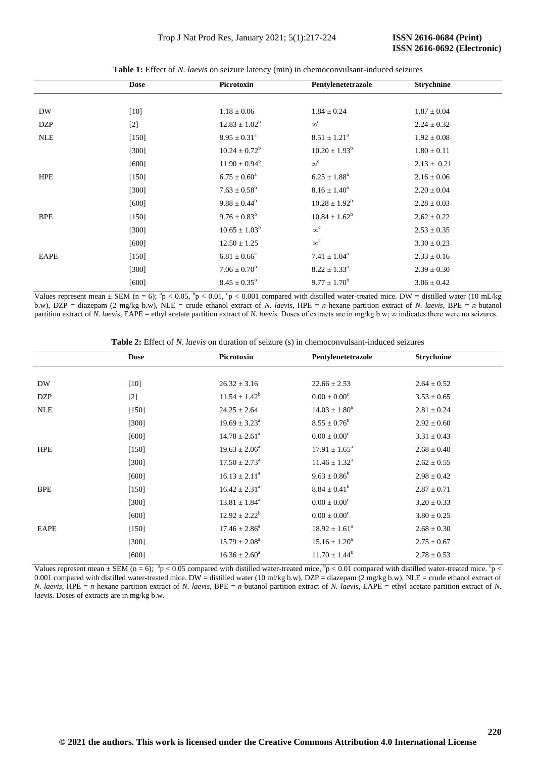**Table 1:** Effect of *N. laevis* on seizure latency (min) in chemoconvulsant-induced seizures

| | Dose | Picrotoxin | Pentylenetetrazole | Strychnine |
|---|---|---|---|---|
| DW | [10] | 1.18 ± 0.06 | 1.84 ± 0.24 | 1.87 ± 0.04 |
| DZP | [2] | $12.83 \pm 1.02^b$ | $\infty^c$ | 2.24 ± 0.32 |
| NLE | [150] | $8.95 \pm 0.31^a$ | $8.51 \pm 1.21^a$ | 1.92 ± 0.08 |
| | [300] | $10.24 \pm 0.72^b$ | $10.20 \pm 1.93^b$ | 1.80 ± 0.11 |
| | [600] | $11.90 \pm 0.94^b$ | $\infty^c$ | 2.13 ± 0.21 |
| HPE | [150] | $6.75 \pm 0.60^a$ | $6.25 \pm 1.88^a$ | 2.16 ± 0.06 |
| | [300] | $7.63 \pm 0.58^b$ | $8.16 \pm 1.40^a$ | 2.20 ± 0.04 |
| | [600] | $9.88 \pm 0.44^b$ | $10.28 \pm 1.92^b$ | 2.28 ± 0.03 |
| BPE | [150] | $9.76 \pm 0.83^b$ | $10.84 \pm 1.62^b$ | 2.62 ± 0.22 |
| | [300] | $10.65 \pm 1.03^b$ | $\infty^c$ | 2.53 ± 0.35 |
| | [600] | 12.50 ± 1.25 | $\infty^c$ | 3.30 ± 0.23 |
| EAPE | [150] | $6.81 \pm 0.66^a$ | $7.41 \pm 1.04^a$ | 2.33 ± 0.16 |
| | [300] | $7.06 \pm 0.70^b$ | $8.22 \pm 1.33^a$ | 2.39 ± 0.30 |
| | [600] | $8.45 \pm 0.35^b$ | $9.77 \pm 1.70^b$ | 3.06 ± 0.42 |

Values represent mean ± SEM (n = 6); $^a p < 0.05$, $^b p < 0.01$, $^c p < 0.001$ compared with distilled water-treated mice. DW = distilled water (10 mL/kg b.w), DZP = diazepam (2 mg/kg b.w), NLE = crude ethanol extract of *N. laevis*, HPE = *n*-hexane partition extract of *N. laevis*, BPE = *n*-butanol partition extract of *N. laevis*, EAPE = ethyl acetate partition extract of *N. laevis*. Doses of extracts are in mg/kg b.w; ∞ indicates there were no seizures.

**Table 2:** Effect of *N. laevis* on duration of seizure (s) in chemoconvulsant-induced seizures

| | Dose | Picrotoxin | Pentylenetetrazole | Strychnine |
|---|---|---|---|---|
| DW | [10] | 26.32 ± 3.16 | 22.66 ± 2.53 | 2.64 ± 0.52 |
| DZP | [2] | $11.54 \pm 1.42^b$ | $0.00 \pm 0.00^c$ | 3.53 ± 0.65 |
| NLE | [150] | 24.25 ± 2.64 | $14.03 \pm 1.80^a$ | 2.81 ± 0.24 |
| | [300] | $19.69 \pm 3.23^a$ | $8.55 \pm 0.76^b$ | 2.92 ± 0.60 |
| | [600] | $14.78 \pm 2.61^a$ | $0.00 \pm 0.00^c$ | 3.31 ± 0.43 |
| HPE | [150] | $19.63 \pm 2.06^a$ | $17.91 \pm 1.65^a$ | 2.68 ± 0.40 |
| | [300] | $17.50 \pm 2.73^a$ | $11.46 \pm 1.32^a$ | 2.62 ± 0.55 |
| | [600] | $16.13 \pm 2.11^a$ | $9.63 \pm 0.86^b$ | 2.98 ± 0.42 |
| BPE | [150] | $16.42 \pm 2.31^a$ | $8.84 \pm 0.41^b$ | 2.87 ± 0.71 |
| | [300] | $13.81 \pm 1.84^a$ | $0.00 \pm 0.00^c$ | 3.20 ± 0.33 |
| | [600] | $12.92 \pm 2.22^b$ | $0.00 \pm 0.00^c$ | 3.80 ± 0.25 |
| EAPE | [150] | $17.46 \pm 2.86^a$ | $18.92 \pm 1.61^a$ | 2.68 ± 0.30 |
| | [300] | $15.79 \pm 2.08^a$ | $15.16 \pm 1.20^a$ | 2.75 ± 0.67 |
| | [600] | $16.36 \pm 2.60^a$ | $11.70 \pm 1.44^b$ | 2.78 ± 0.53 |

Values represent mean ± SEM (n = 6); $^a p < 0.05$ compared with distilled water-treated mice, $^b p < 0.01$ compared with distilled water-treated mice. $^c p < 0.001$ compared with distilled water-treated mice. DW = distilled water (10 ml/kg b.w), DZP = diazepam (2 mg/kg b.w), NLE = crude ethanol extract of *N. laevis*, HPE = *n*-hexane partition extract of *N. laevis*, BPE = *n*-butanol partition extract of *N. laevis*, EAPE = ethyl acetate partition extract of *N. laevis*. Doses of extracts are in mg/kg b.w.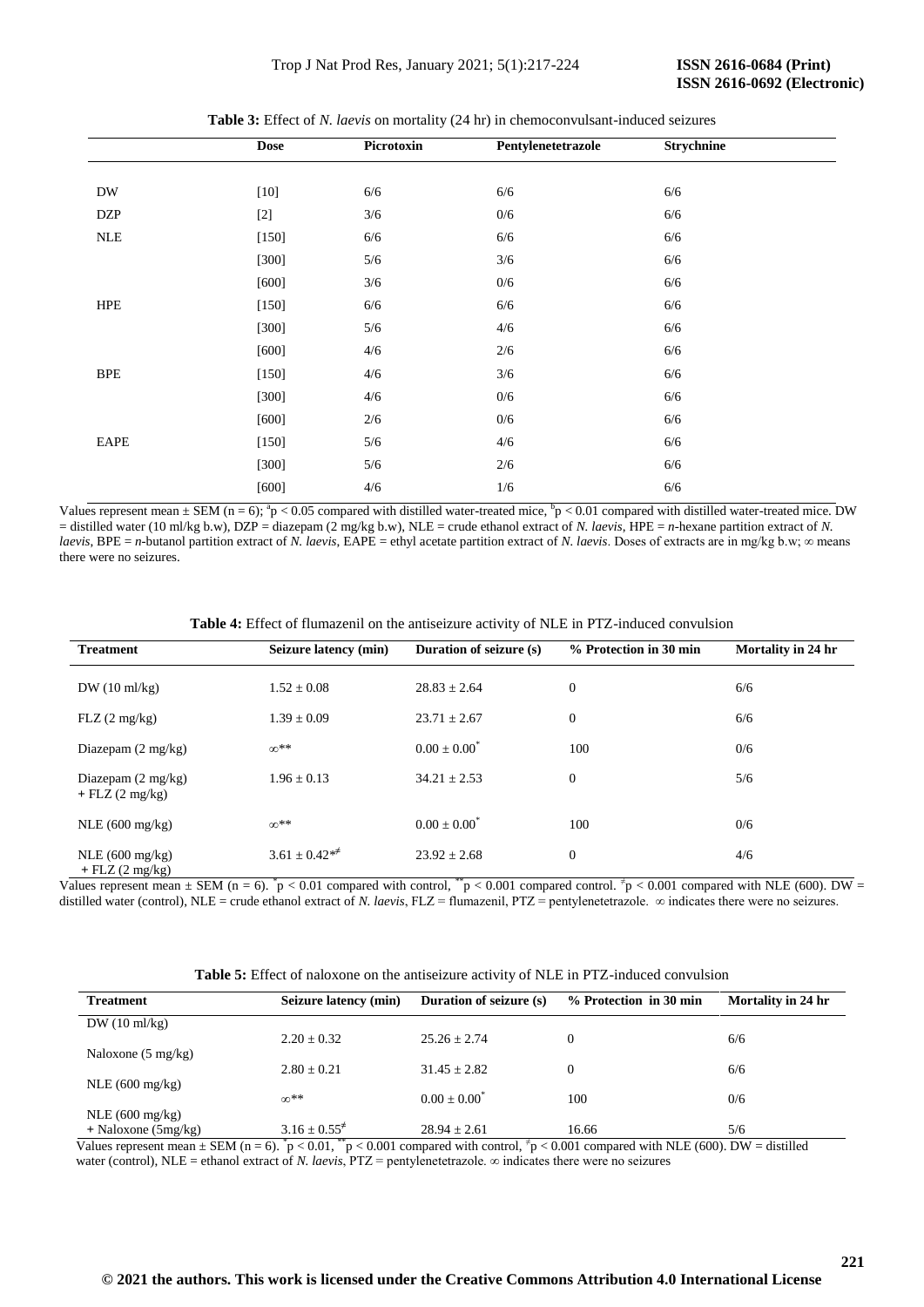**Table 3:** Effect of *N. laevis* on mortality (24 hr) in chemoconvulsant-induced seizures

| | Dose | Picrotoxin | Pentylenetetrazole | Strychnine |
|---|---|---|---|---|
| DW | [10] | 6/6 | 6/6 | 6/6 |
| DZP | [2] | 3/6 | 0/6 | 6/6 |
| NLE | [150] | 6/6 | 6/6 | 6/6 |
| | [300] | 5/6 | 3/6 | 6/6 |
| | [600] | 3/6 | 0/6 | 6/6 |
| HPE | [150] | 6/6 | 6/6 | 6/6 |
| | [300] | 5/6 | 4/6 | 6/6 |
| | [600] | 4/6 | 2/6 | 6/6 |
| BPE | [150] | 4/6 | 3/6 | 6/6 |
| | [300] | 4/6 | 0/6 | 6/6 |
| | [600] | 2/6 | 0/6 | 6/6 |
| EAPE | [150] | 5/6 | 4/6 | 6/6 |
| | [300] | 5/6 | 2/6 | 6/6 |
| | [600] | 4/6 | 1/6 | 6/6 |

Values represent mean ± SEM (n = 6); $^{a}p < 0.05$ compared with distilled water-treated mice, $^{b}p < 0.01$ compared with distilled water-treated mice. DW = distilled water (10 ml/kg b.w), DZP = diazepam (2 mg/kg b.w), NLE = crude ethanol extract of *N. laevis*, HPE = *n*-hexane partition extract of *N. laevis*, BPE = *n*-butanol partition extract of *N. laevis*, EAPE = ethyl acetate partition extract of *N. laevis*. Doses of extracts are in mg/kg b.w; ∞ means there were no seizures.

**Table 4:** Effect of flumazenil on the antiseizure activity of NLE in PTZ-induced convulsion

| Treatment | Seizure latency (min) | Duration of seizure (s) | % Protection in 30 min | Mortality in 24 hr |
|---|---|---|---|---|
| DW (10 ml/kg) | 1.52 ± 0.08 | 28.83 ± 2.64 | 0 | 6/6 |
| FLZ (2 mg/kg) | 1.39 ± 0.09 | 23.71 ± 2.67 | 0 | 6/6 |
| Diazepam (2 mg/kg) | $\infty^{**}$ | $0.00 \pm 0.00^{*}$ | 100 | 0/6 |
| Diazepam (2 mg/kg) + FLZ (2 mg/kg) | 1.96 ± 0.13 | 34.21 ± 2.53 | 0 | 5/6 |
| NLE (600 mg/kg) | $\infty^{**}$ | $0.00 \pm 0.00^{*}$ | 100 | 0/6 |
| NLE (600 mg/kg) + FLZ (2 mg/kg) | $3.61 \pm 0.42^{*\neq}$ | 23.92 ± 2.68 | 0 | 4/6 |

Values represent mean ± SEM (n = 6). $^{*}p < 0.01$ compared with control, $^{**}p < 0.001$ compared control. $^{\neq}p < 0.001$ compared with NLE (600). DW = distilled water (control), NLE = crude ethanol extract of *N. laevis*, FLZ = flumazenil, PTZ = pentylenetetrazole. ∞ indicates there were no seizures.

**Table 5:** Effect of naloxone on the antiseizure activity of NLE in PTZ-induced convulsion

| Treatment | Seizure latency (min) | Duration of seizure (s) | % Protection in 30 min | Mortality in 24 hr |
|---|---|---|---|---|
| DW (10 ml/kg) | 2.20 ± 0.32 | 25.26 ± 2.74 | 0 | 6/6 |
| Naloxone (5 mg/kg) | 2.80 ± 0.21 | 31.45 ± 2.82 | 0 | 6/6 |
| NLE (600 mg/kg) | $\infty^{**}$ | $0.00 \pm 0.00^{*}$ | 100 | 0/6 |
| NLE (600 mg/kg) + Naloxone (5mg/kg) | $3.16 \pm 0.55^{\neq}$ | 28.94 ± 2.61 | 16.66 | 5/6 |

Values represent mean ± SEM (n = 6). $^{*}p < 0.01$, $^{**}p < 0.001$ compared with control, $^{\neq}p < 0.001$ compared with NLE (600). DW = distilled water (control), NLE = ethanol extract of *N. laevis*, PTZ = pentylenetetrazole. ∞ indicates there were no seizures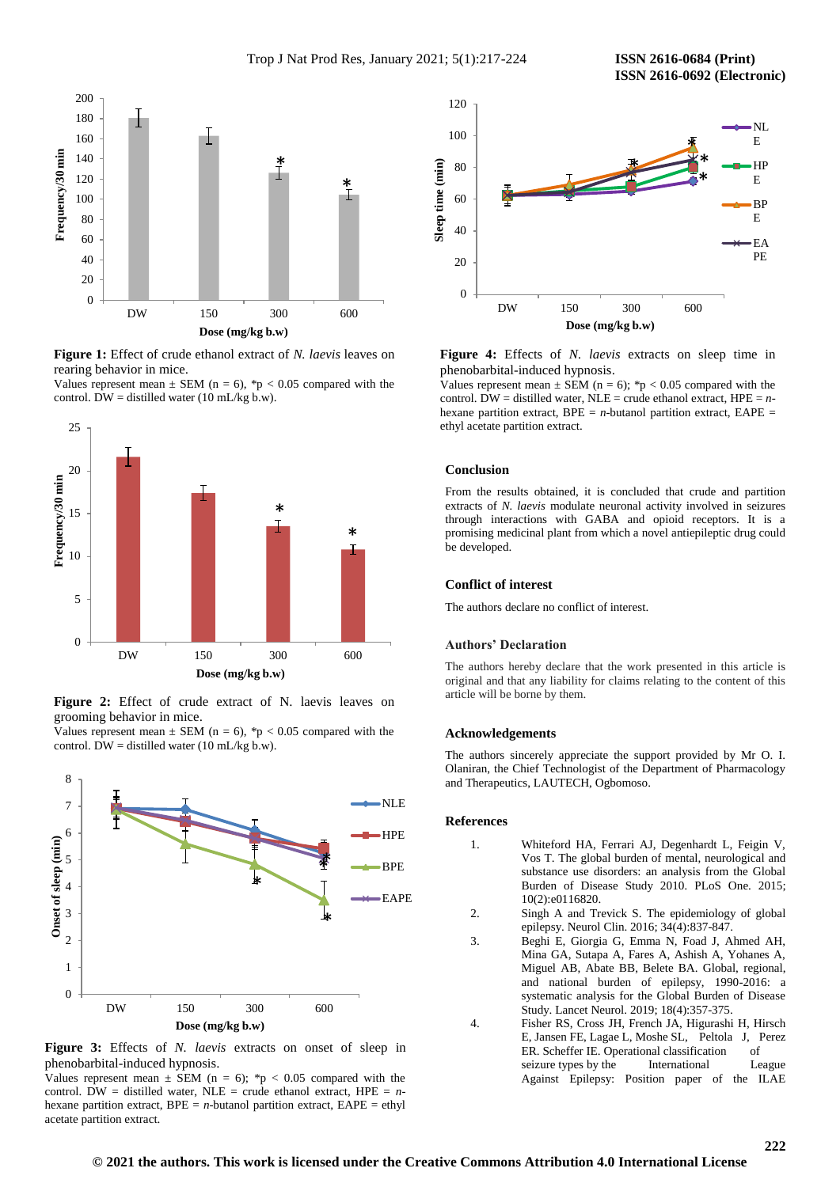**Figure 1:** Effect of crude ethanol extract of *N. laevis* leaves on rearing behavior in mice.
Values represent mean ± SEM (n = 6), *p < 0.05 compared with the control. DW = distilled water (10 mL/kg b.w).

**Figure 2:** Effect of crude extract of N. laevis leaves on grooming behavior in mice.
Values represent mean ± SEM (n = 6), *p < 0.05 compared with the control. DW = distilled water (10 mL/kg b.w).

**Figure 3:** Effects of *N. laevis* extracts on onset of sleep in phenobarbital-induced hypnosis.
Values represent mean ± SEM (n = 6); *p < 0.05 compared with the control. DW = distilled water, NLE = crude ethanol extract, HPE = *n*-hexane partition extract, BPE = *n*-butanol partition extract, EAPE = ethyl acetate partition extract.

**Figure 4:** Effects of *N. laevis* extracts on sleep time in phenobarbital-induced hypnosis.
Values represent mean ± SEM (n = 6); *p < 0.05 compared with the control. DW = distilled water, NLE = crude ethanol extract, HPE = *n*-hexane partition extract, BPE = *n*-butanol partition extract, EAPE = ethyl acetate partition extract.

## Conclusion

From the results obtained, it is concluded that crude and partition extracts of *N. laevis* modulate neuronal activity involved in seizures through interactions with GABA and opioid receptors. It is a promising medicinal plant from which a novel antiepileptic drug could be developed.

## Conflict of interest

The authors declare no conflict of interest.

## Authors' Declaration

The authors hereby declare that the work presented in this article is original and that any liability for claims relating to the content of this article will be borne by them.

## Acknowledgements

The authors sincerely appreciate the support provided by Mr O. I. Olaniran, the Chief Technologist of the Department of Pharmacology and Therapeutics, LAUTECH, Ogbomoso.

## References

1. Whiteford HA, Ferrari AJ, Degenhardt L, Feigin V, Vos T. The global burden of mental, neurological and substance use disorders: an analysis from the Global Burden of Disease Study 2010. PLoS One. 2015; 10(2):e0116820.
2. Singh A and Trevick S. The epidemiology of global epilepsy. Neurol Clin. 2016; 34(4):837-847.
3. Beghi E, Giorgia G, Emma N, Foad J, Ahmed AH, Mina GA, Sutapa A, Fares A, Ashish A, Yohanes A, Miguel AB, Abate BB, Belete BA. Global, regional, and national burden of epilepsy, 1990-2016: a systematic analysis for the Global Burden of Disease Study. Lancet Neurol. 2019; 18(4):357-375.
4. Fisher RS, Cross JH, French JA, Higurashi H, Hirsch E, Jansen FE, Lagae L, Moshe SL, Peltola J, Perez ER. Scheffer IE. Operational classification of seizure types by the International League Against Epilepsy: Position paper of the ILAE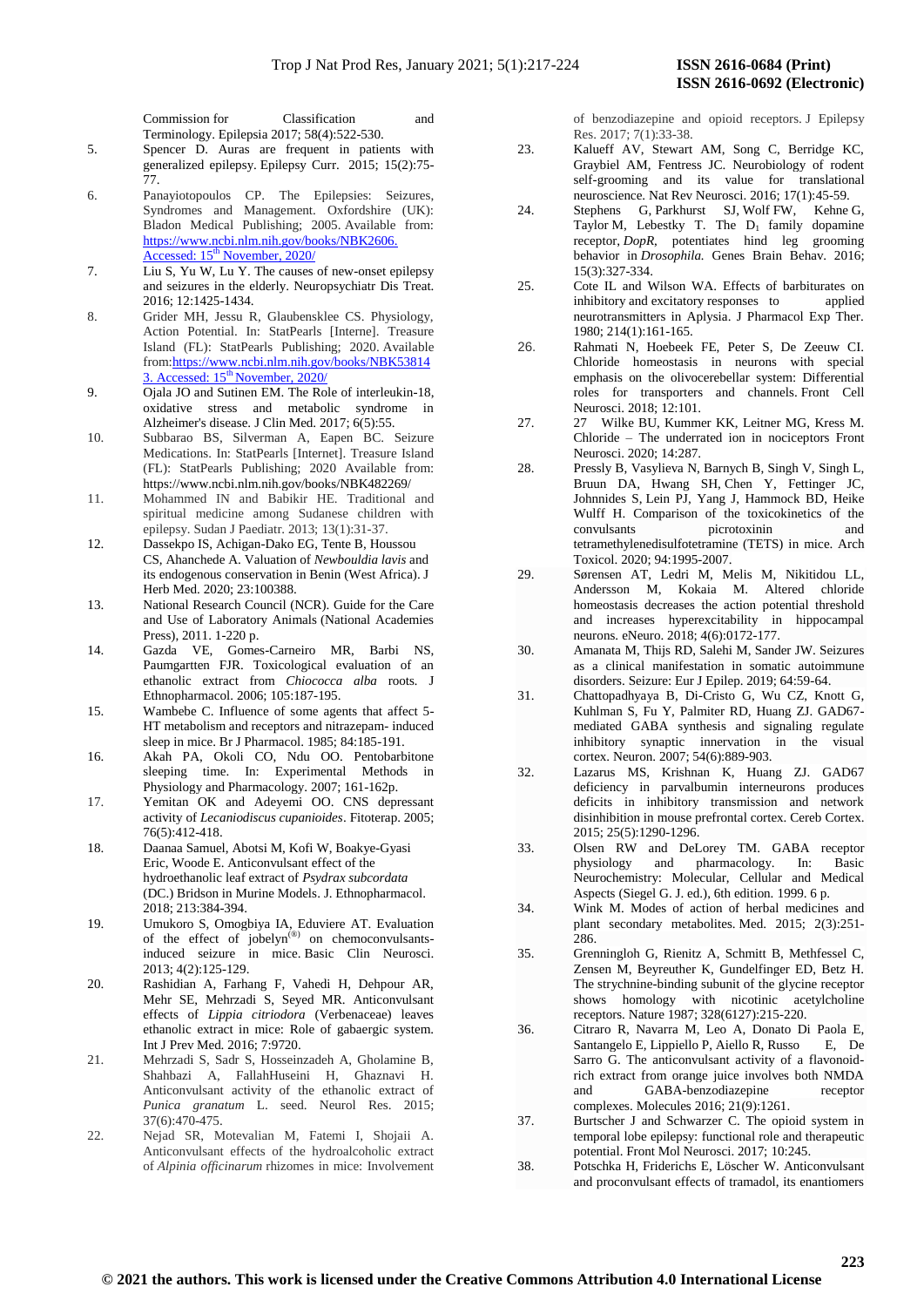Commission for Classification and Terminology. Epilepsia 2017; 58(4):522-530.

5. Spencer D. Auras are frequent in patients with generalized epilepsy. Epilepsy Curr. 2015; 15(2):75-77.
6. Panayiotopoulos CP. The Epilepsies: Seizures, Syndromes and Management. Oxfordshire (UK): Bladon Medical Publishing; 2005. Available from: https://www.ncbi.nlm.nih.gov/books/NBK2606. Accessed: 15th November, 2020/
7. Liu S, Yu W, Lu Y. The causes of new-onset epilepsy and seizures in the elderly. Neuropsychiatr Dis Treat. 2016; 12:1425-1434.
8. Grider MH, Jessu R, Glaubensklee CS. Physiology, Action Potential. In: StatPearls [Interne]. Treasure Island (FL): StatPearls Publishing; 2020. Available from:https://www.ncbi.nlm.nih.gov/books/NBK538143. Accessed: 15th November, 2020/
9. Ojala JO and Sutinen EM. The Role of interleukin-18, oxidative stress and metabolic syndrome in Alzheimer's disease. J Clin Med. 2017; 6(5):55.
10. Subbarao BS, Silverman A, Eapen BC. Seizure Medications. In: StatPearls [Internet]. Treasure Island (FL): StatPearls Publishing; 2020 Available from: https://www.ncbi.nlm.nih.gov/books/NBK482269/
11. Mohammed IN and Babikir HE. Traditional and spiritual medicine among Sudanese children with epilepsy. Sudan J Paediatr. 2013; 13(1):31-37.
12. Dassekpo IS, Achigan-Dako EG, Tente B, Houssou CS, Ahanchede A. Valuation of *Newbouldia lavis* and its endogenous conservation in Benin (West Africa). J Herb Med. 2020; 23:100388.
13. National Research Council (NCR). Guide for the Care and Use of Laboratory Animals (National Academies Press), 2011. 1-220 p.
14. Gazda VE, Gomes-Carneiro MR, Barbi NS, Paumgartten FJR. Toxicological evaluation of an ethanolic extract from *Chiococca alba* roots. J Ethnopharmacol. 2006; 105:187-195.
15. Wambebe C. Influence of some agents that affect 5-HT metabolism and receptors and nitrazepam- induced sleep in mice. Br J Pharmacol. 1985; 84:185-191.
16. Akah PA, Okoli CO, Ndu OO. Pentobarbitone sleeping time. In: Experimental Methods in Physiology and Pharmacology. 2007; 161-162p.
17. Yemitan OK and Adeyemi OO. CNS depressant activity of *Lecaniodiscus cupanioides*. Fitoterap. 2005; 76(5):412-418.
18. Daanaa Samuel, Abotsi M, Kofi W, Boakye-Gyasi Eric, Woode E. Anticonvulsant effect of the hydroethanolic leaf extract of *Psydrax subcordata* (DC.) Bridson in Murine Models. J. Ethnopharmacol. 2018; 213:384-394.
19. Umukoro S, Omogbiya IA, Eduviere AT. Evaluation of the effect of jobelyn(®) on chemoconvulsants-induced seizure in mice. Basic Clin Neurosci. 2013; 4(2):125-129.
20. Rashidian A, Farhang F, Vahedi H, Dehpour AR, Mehr SE, Mehrzadi S, Seyed MR. Anticonvulsant effects of *Lippia citriodora* (Verbenaceae) leaves ethanolic extract in mice: Role of gabaergic system. Int J Prev Med. 2016; 7:9720.
21. Mehrzadi S, Sadr S, Hosseinzadeh A, Ghalamine B, Shahbazi A, FallahHuseini H, Ghaznavi H. Anticonvulsant activity of the ethanolic extract of *Punica granatum* L. seed. Neurol Res. 2015; 37(6):470-475.
22. Nejad SR, Motevalian M, Fatemi I, Shojaii A. Anticonvulsant effects of the hydroalcoholic extract of *Alpinia officinarum* rhizomes in mice: Involvement of benzodiazepine and opioid receptors. J Epilepsy Res. 2017; 7(1):33-38.
23. Kalueff AV, Stewart AM, Song C, Berridge KC, Graybiel AM, Fentress JC. Neurobiology of rodent self-grooming and its value for translational neuroscience. Nat Rev Neurosci. 2016; 17(1):45-59.
24. Stephens G, Parkhurst SJ, Wolf FW, Kehne G, Taylor M, Lebestky T. The $D_1$ family dopamine receptor, *DopR*, potentiates hind leg grooming behavior in *Drosophila.* Genes Brain Behav. 2016; 15(3):327-334.
25. Cote IL and Wilson WA. Effects of barbiturates on inhibitory and excitatory responses to applied neurotransmitters in Aplysia. J Pharmacol Exp Ther. 1980; 214(1):161-165.
26. Rahmati N, Hoebeek FE, Peter S, De Zeeuw CI. Chloride homeostasis in neurons with special emphasis on the olivocerebellar system: Differential roles for transporters and channels. Front Cell Neurosci. 2018; 12:101.
27. 27 Wilke BU, Kummer KK, Leitner MG, Kress M. Chloride – The underrated ion in nociceptors Front Neurosci. 2020; 14:287.
28. Pressly B, Vasylieva N, Barnych B, Singh V, Singh L, Bruun DA, Hwang SH, Chen Y, Fettinger JC, Johnnides S, Lein PJ, Yang J, Hammock BD, Heike Wulff H. Comparison of the toxicokinetics of the convulsants picrotoxinin and tetramethylenedisulfotetramine (TETS) in mice. Arch Toxicol. 2020; 94:1995-2007.
29. Sørensen AT, Ledri M, Melis M, Nikitidou LL, Andersson M, Kokaia M. Altered chloride homeostasis decreases the action potential threshold and increases hyperexcitability in hippocampal neurons. eNeuro. 2018; 4(6):0172-177.
30. Amanata M, Thijs RD, Salehi M, Sander JW. Seizures as a clinical manifestation in somatic autoimmune disorders. Seizure: Eur J Epilep. 2019; 64:59-64.
31. Chattopadhyaya B, Di-Cristo G, Wu CZ, Knott G, Kuhlman S, Fu Y, Palmiter RD, Huang ZJ. GAD67-mediated GABA synthesis and signaling regulate inhibitory synaptic innervation in the visual cortex. Neuron. 2007; 54(6):889-903.
32. Lazarus MS, Krishnan K, Huang ZJ. GAD67 deficiency in parvalbumin interneurons produces deficits in inhibitory transmission and network disinhibition in mouse prefrontal cortex. Cereb Cortex. 2015; 25(5):1290-1296.
33. Olsen RW and DeLorey TM. GABA receptor physiology and pharmacology. In: Basic Neurochemistry: Molecular, Cellular and Medical Aspects (Siegel G. J. ed.), 6th edition. 1999. 6 p.
34. Wink M. Modes of action of herbal medicines and plant secondary metabolites. Med. 2015; 2(3):251-286.
35. Grenningloh G, Rienitz A, Schmitt B, Methfessel C, Zensen M, Beyreuther K, Gundelfinger ED, Betz H. The strychnine-binding subunit of the glycine receptor shows homology with nicotinic acetylcholine receptors. Nature 1987; 328(6127):215-220.
36. Citraro R, Navarra M, Leo A, Donato Di Paola E, Santangelo E, Lippiello P, Aiello R, Russo E, De Sarro G. The anticonvulsant activity of a flavonoid-rich extract from orange juice involves both NMDA and GABA-benzodiazepine receptor complexes. Molecules 2016; 21(9):1261.
37. Burtscher J and Schwarzer C. The opioid system in temporal lobe epilepsy: functional role and therapeutic potential. Front Mol Neurosci. 2017; 10:245.
38. Potschka H, Friderichs E, Löscher W. Anticonvulsant and proconvulsant effects of tramadol, its enantiomers

© 2021 the authors. This work is licensed under the Creative Commons Attribution 4.0 International License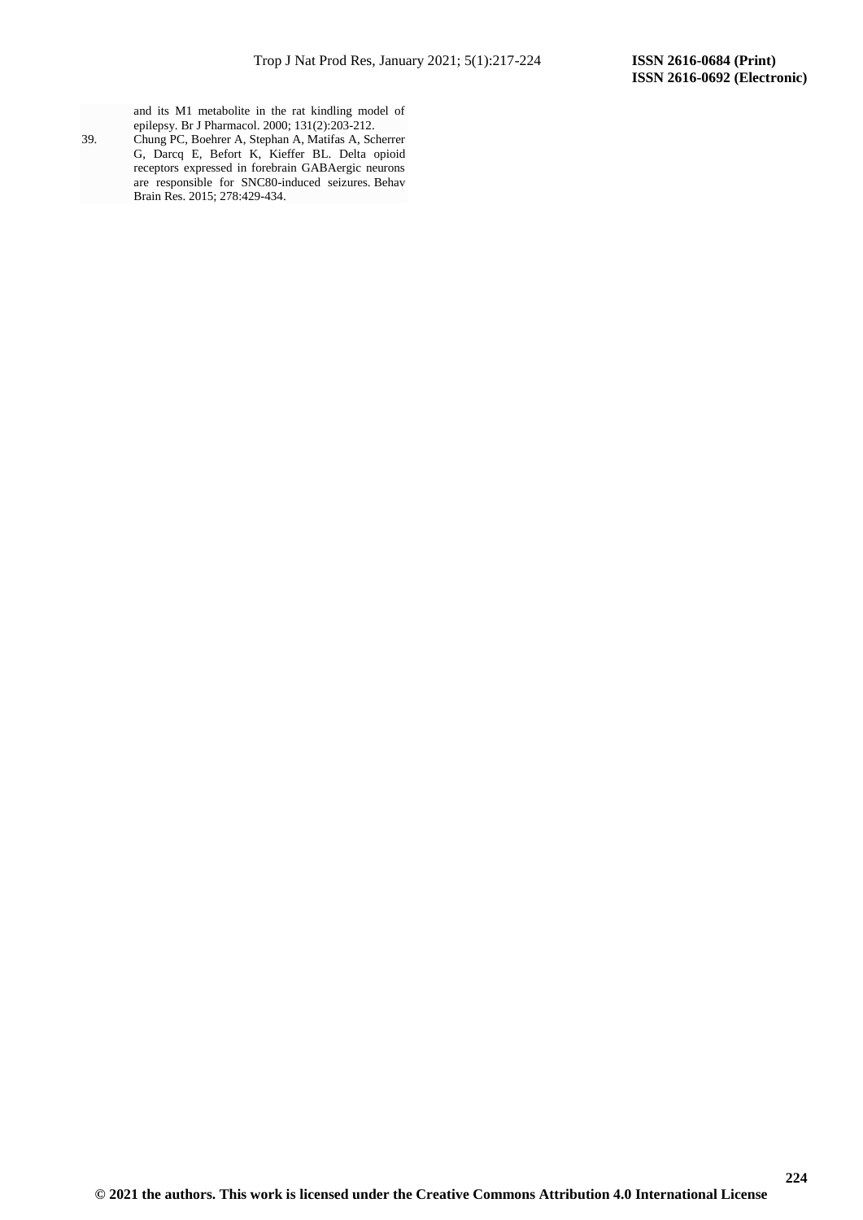and its M1 metabolite in the rat kindling model of epilepsy. Br J Pharmacol. 2000; 131(2):203-212.

39. Chung PC, Boehrer A, Stephan A, Matifas A, Scherrer G, Darcq E, Befort K, Kieffer BL. Delta opioid receptors expressed in forebrain GABAergic neurons are responsible for SNC80-induced seizures. Behav Brain Res. 2015; 278:429-434.

© 2021 the authors. This work is licensed under the Creative Commons Attribution 4.0 International License